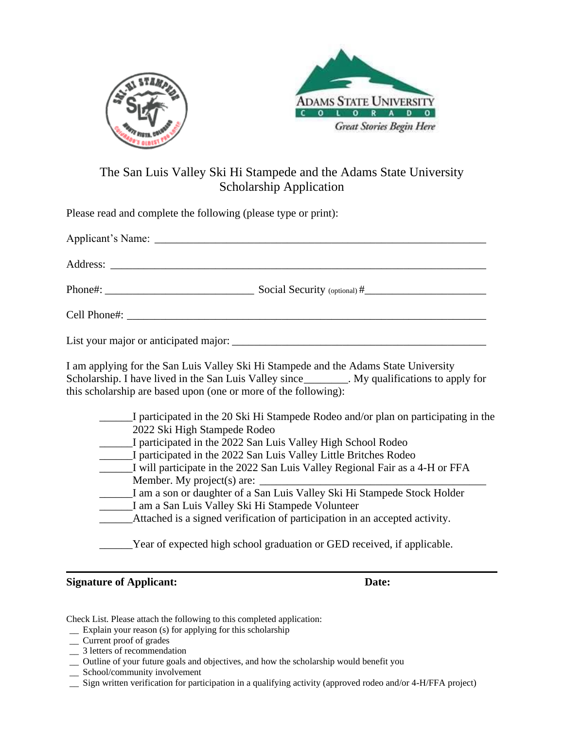# The San Luis Valley Ski Hi Stampede and the Adams State University Scholarship Application

Please read and complete the following (please type or print):

Applicant's Name: ___________________________________________________________

Address: _________________________________________________________________

Phone#: __________________________ Social Security (optional) #______________________

Cell Phone#: ______________________________________________________________

List your major or anticipated major: _____________________________________________

I am applying for the San Luis Valley Ski Hi Stampede and the Adams State University Scholarship. I have lived in the San Luis Valley since________. My qualifications to apply for this scholarship are based upon (one or more of the following):

______I participated in the 20 Ski Hi Stampede Rodeo and/or plan on participating in the 2022 Ski High Stampede Rodeo
______I participated in the 2022 San Luis Valley High School Rodeo
______I participated in the 2022 San Luis Valley Little Britches Rodeo
______I will participate in the 2022 San Luis Valley Regional Fair as a 4-H or FFA Member. My project(s) are: ________________________________________
______I am a son or daughter of a San Luis Valley Ski Hi Stampede Stock Holder
______I am a San Luis Valley Ski Hi Stampede Volunteer
______Attached is a signed verification of participation in an accepted activity.

______Year of expected high school graduation or GED received, if applicable.

---

**Signature of Applicant:** **Date:**

Check List. Please attach the following to this completed application:
__ Explain your reason (s) for applying for this scholarship
__ Current proof of grades
__ 3 letters of recommendation
__ Outline of your future goals and objectives, and how the scholarship would benefit you
__ School/community involvement
__ Sign written verification for participation in a qualifying activity (approved rodeo and/or 4-H/FFA project)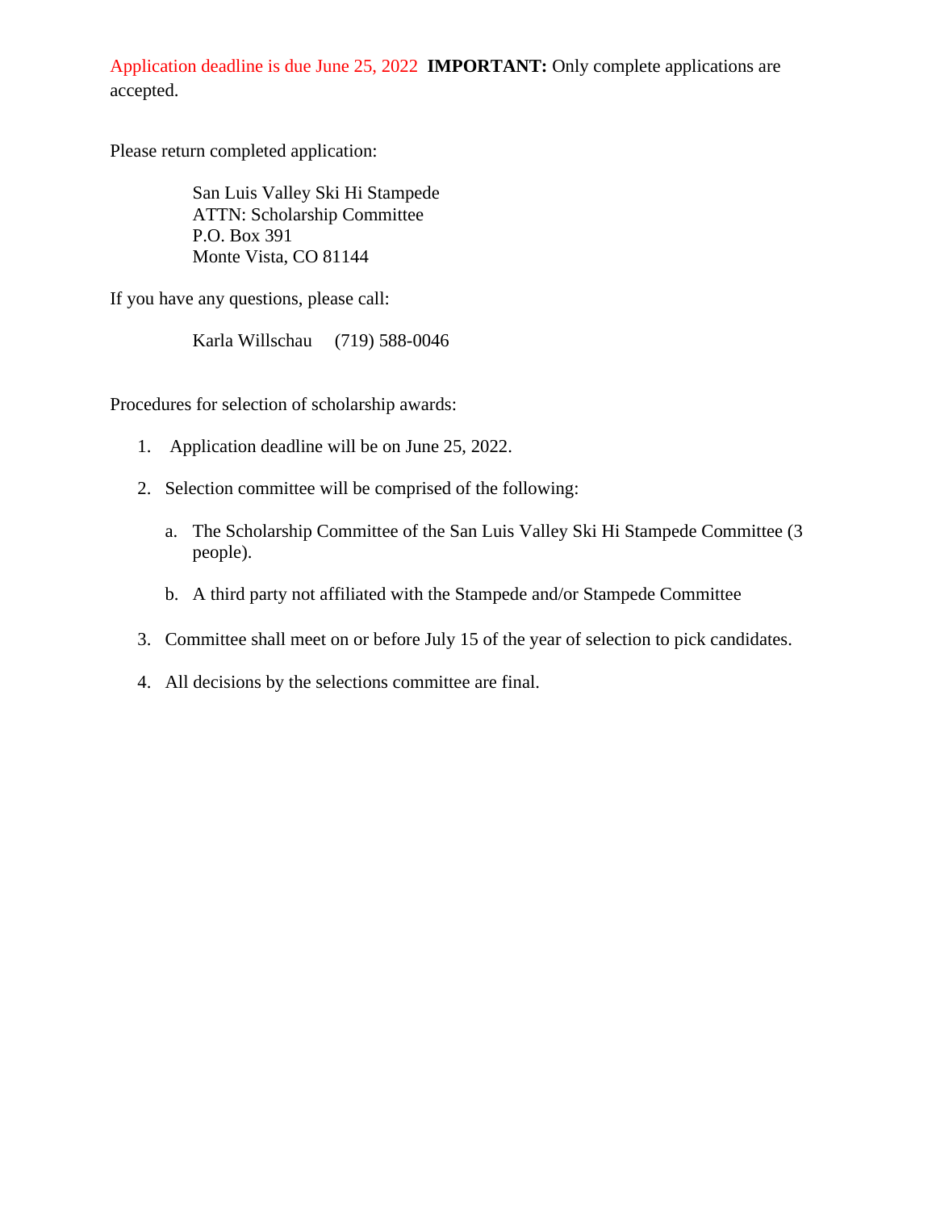Application deadline is due June 25, 2022 **IMPORTANT:** Only complete applications are accepted.

Please return completed application:

> San Luis Valley Ski Hi Stampede  
> ATTN: Scholarship Committee  
> P.O. Box 391  
> Monte Vista, CO 81144

If you have any questions, please call:

> Karla Willschau (719) 588-0046

Procedures for selection of scholarship awards:

1. Application deadline will be on June 25, 2022.

2. Selection committee will be comprised of the following:

    a. The Scholarship Committee of the San Luis Valley Ski Hi Stampede Committee (3 people).

    b. A third party not affiliated with the Stampede and/or Stampede Committee

3. Committee shall meet on or before July 15 of the year of selection to pick candidates.

4. All decisions by the selections committee are final.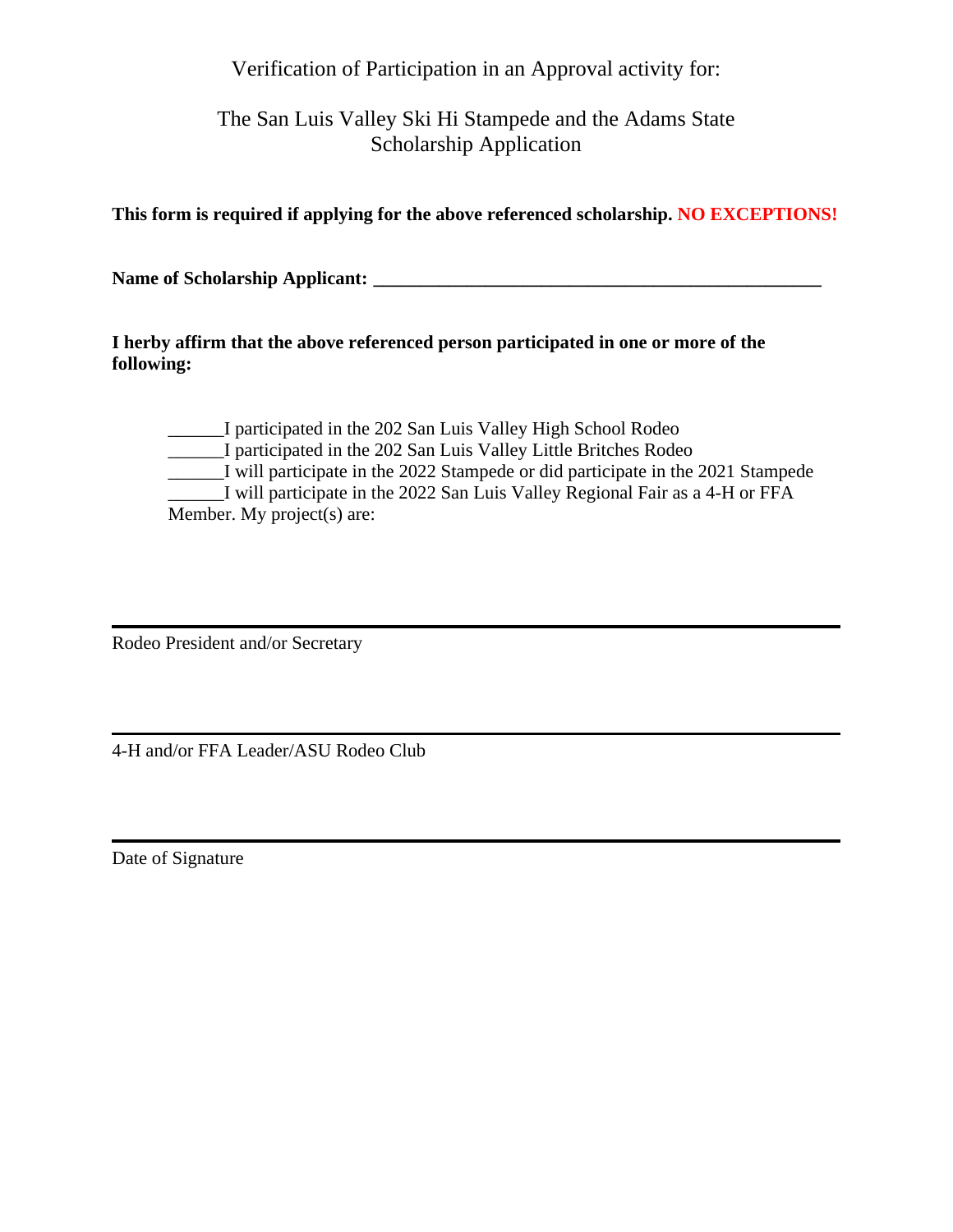Verification of Participation in an Approval activity for:

The San Luis Valley Ski Hi Stampede and the Adams State Scholarship Application

**This form is required if applying for the above referenced scholarship. NO EXCEPTIONS!**

**Name of Scholarship Applicant: ________________________________________________**

**I herby affirm that the above referenced person participated in one or more of the following:**

______I participated in the 202 San Luis Valley High School Rodeo
______I participated in the 202 San Luis Valley Little Britches Rodeo
______I will participate in the 2022 Stampede or did participate in the 2021 Stampede
______I will participate in the 2022 San Luis Valley Regional Fair as a 4-H or FFA Member. My project(s) are:

________________________________________________

Rodeo President and/or Secretary

________________________________________________

4-H and/or FFA Leader/ASU Rodeo Club

________________________________________________

Date of Signature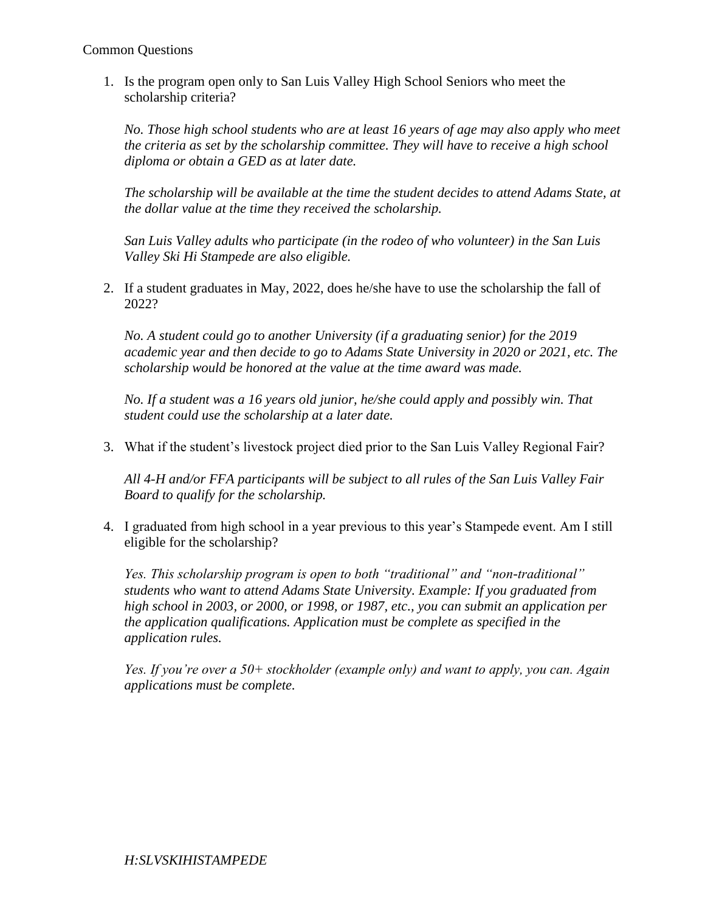Common Questions

1. Is the program open only to San Luis Valley High School Seniors who meet the scholarship criteria?

   *No. Those high school students who are at least 16 years of age may also apply who meet the criteria as set by the scholarship committee. They will have to receive a high school diploma or obtain a GED as at later date.*

   *The scholarship will be available at the time the student decides to attend Adams State, at the dollar value at the time they received the scholarship.*

   *San Luis Valley adults who participate (in the rodeo of who volunteer) in the San Luis Valley Ski Hi Stampede are also eligible.*

2. If a student graduates in May, 2022, does he/she have to use the scholarship the fall of 2022?

   *No. A student could go to another University (if a graduating senior) for the 2019 academic year and then decide to go to Adams State University in 2020 or 2021, etc. The scholarship would be honored at the value at the time award was made.*

   *No. If a student was a 16 years old junior, he/she could apply and possibly win. That student could use the scholarship at a later date.*

3. What if the student's livestock project died prior to the San Luis Valley Regional Fair?

   *All 4-H and/or FFA participants will be subject to all rules of the San Luis Valley Fair Board to qualify for the scholarship.*

4. I graduated from high school in a year previous to this year's Stampede event. Am I still eligible for the scholarship?

   *Yes. This scholarship program is open to both "traditional" and "non-traditional" students who want to attend Adams State University. Example: If you graduated from high school in 2003, or 2000, or 1998, or 1987, etc., you can submit an application per the application qualifications. Application must be complete as specified in the application rules.*

   *Yes. If you're over a 50+ stockholder (example only) and want to apply, you can. Again applications must be complete.*

*H:SLVSKIHISTAMPEDE*